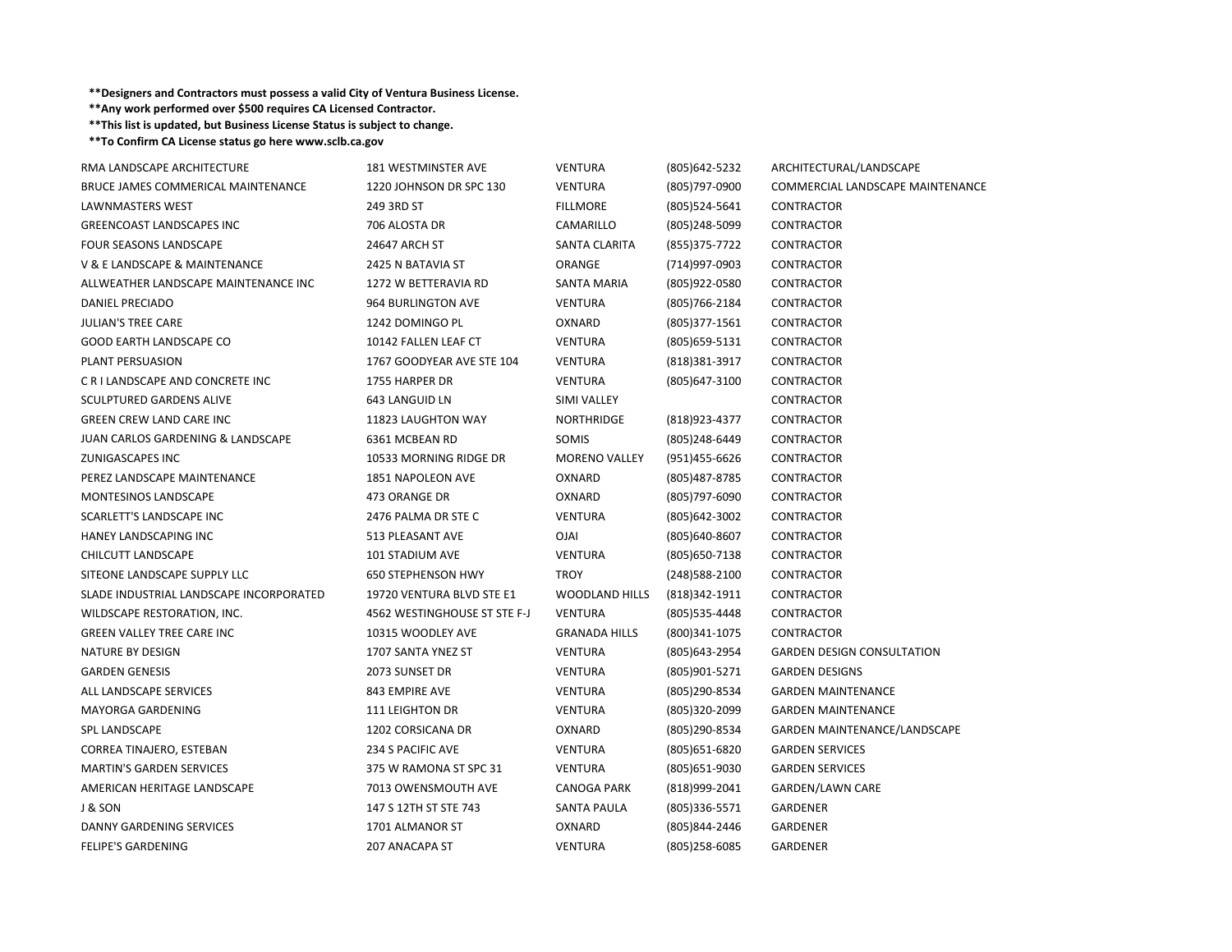**Designers and Contractors must possess a valid City of Ventura Business License.

**Any work performed over $500 requires CA Licensed Contractor.

**This list is updated, but Business License Status is subject to change.

**To Confirm CA License status go here www.sclb.ca.gov

| | | | | |
|---|---|---|---|---|
| RMA LANDSCAPE ARCHITECTURE | 181 WESTMINSTER AVE | VENTURA | (805)642-5232 | ARCHITECTURAL/LANDSCAPE |
| BRUCE JAMES COMMERICAL MAINTENANCE | 1220 JOHNSON DR SPC 130 | VENTURA | (805)797-0900 | COMMERCIAL LANDSCAPE MAINTENANCE |
| LAWNMASTERS WEST | 249 3RD ST | FILLMORE | (805)524-5641 | CONTRACTOR |
| GREENCOAST LANDSCAPES INC | 706 ALOSTA DR | CAMARILLO | (805)248-5099 | CONTRACTOR |
| FOUR SEASONS LANDSCAPE | 24647 ARCH ST | SANTA CLARITA | (855)375-7722 | CONTRACTOR |
| V & E LANDSCAPE & MAINTENANCE | 2425 N BATAVIA ST | ORANGE | (714)997-0903 | CONTRACTOR |
| ALLWEATHER LANDSCAPE MAINTENANCE INC | 1272 W BETTERAVIA RD | SANTA MARIA | (805)922-0580 | CONTRACTOR |
| DANIEL PRECIADO | 964 BURLINGTON AVE | VENTURA | (805)766-2184 | CONTRACTOR |
| JULIAN'S TREE CARE | 1242 DOMINGO PL | OXNARD | (805)377-1561 | CONTRACTOR |
| GOOD EARTH LANDSCAPE CO | 10142 FALLEN LEAF CT | VENTURA | (805)659-5131 | CONTRACTOR |
| PLANT PERSUASION | 1767 GOODYEAR AVE STE 104 | VENTURA | (818)381-3917 | CONTRACTOR |
| C R I LANDSCAPE AND CONCRETE INC | 1755 HARPER DR | VENTURA | (805)647-3100 | CONTRACTOR |
| SCULPTURED GARDENS ALIVE | 643 LANGUID LN | SIMI VALLEY | | CONTRACTOR |
| GREEN CREW LAND CARE INC | 11823 LAUGHTON WAY | NORTHRIDGE | (818)923-4377 | CONTRACTOR |
| JUAN CARLOS GARDENING & LANDSCAPE | 6361 MCBEAN RD | SOMIS | (805)248-6449 | CONTRACTOR |
| ZUNIGASCAPES INC | 10533 MORNING RIDGE DR | MORENO VALLEY | (951)455-6626 | CONTRACTOR |
| PEREZ LANDSCAPE MAINTENANCE | 1851 NAPOLEON AVE | OXNARD | (805)487-8785 | CONTRACTOR |
| MONTESINOS LANDSCAPE | 473 ORANGE DR | OXNARD | (805)797-6090 | CONTRACTOR |
| SCARLETT'S LANDSCAPE INC | 2476 PALMA DR STE C | VENTURA | (805)642-3002 | CONTRACTOR |
| HANEY LANDSCAPING INC | 513 PLEASANT AVE | OJAI | (805)640-8607 | CONTRACTOR |
| CHILCUTT LANDSCAPE | 101 STADIUM AVE | VENTURA | (805)650-7138 | CONTRACTOR |
| SITEONE LANDSCAPE SUPPLY LLC | 650 STEPHENSON HWY | TROY | (248)588-2100 | CONTRACTOR |
| SLADE INDUSTRIAL LANDSCAPE INCORPORATED | 19720 VENTURA BLVD STE E1 | WOODLAND HILLS | (818)342-1911 | CONTRACTOR |
| WILDSCAPE RESTORATION, INC. | 4562 WESTINGHOUSE ST STE F-J | VENTURA | (805)535-4448 | CONTRACTOR |
| GREEN VALLEY TREE CARE INC | 10315 WOODLEY AVE | GRANADA HILLS | (800)341-1075 | CONTRACTOR |
| NATURE BY DESIGN | 1707 SANTA YNEZ ST | VENTURA | (805)643-2954 | GARDEN DESIGN CONSULTATION |
| GARDEN GENESIS | 2073 SUNSET DR | VENTURA | (805)901-5271 | GARDEN DESIGNS |
| ALL LANDSCAPE SERVICES | 843 EMPIRE AVE | VENTURA | (805)290-8534 | GARDEN MAINTENANCE |
| MAYORGA GARDENING | 111 LEIGHTON DR | VENTURA | (805)320-2099 | GARDEN MAINTENANCE |
| SPL LANDSCAPE | 1202 CORSICANA DR | OXNARD | (805)290-8534 | GARDEN MAINTENANCE/LANDSCAPE |
| CORREA TINAJERO, ESTEBAN | 234 S PACIFIC AVE | VENTURA | (805)651-6820 | GARDEN SERVICES |
| MARTIN'S GARDEN SERVICES | 375 W RAMONA ST SPC 31 | VENTURA | (805)651-9030 | GARDEN SERVICES |
| AMERICAN HERITAGE LANDSCAPE | 7013 OWENSMOUTH AVE | CANOGA PARK | (818)999-2041 | GARDEN/LAWN CARE |
| J & SON | 147 S 12TH ST STE 743 | SANTA PAULA | (805)336-5571 | GARDENER |
| DANNY GARDENING SERVICES | 1701 ALMANOR ST | OXNARD | (805)844-2446 | GARDENER |
| FELIPE'S GARDENING | 207 ANACAPA ST | VENTURA | (805)258-6085 | GARDENER |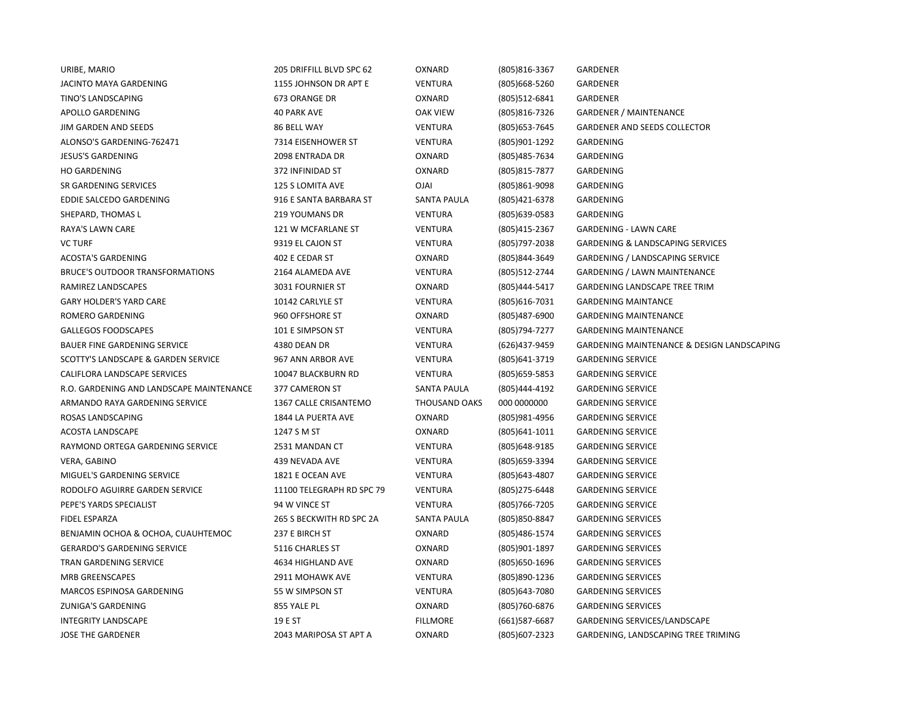| | | | | |
|---|---|---|---|---|
| URIBE, MARIO | 205 DRIFFILL BLVD SPC 62 | OXNARD | (805)816-3367 | GARDENER |
| JACINTO MAYA GARDENING | 1155 JOHNSON DR APT E | VENTURA | (805)668-5260 | GARDENER |
| TINO'S LANDSCAPING | 673 ORANGE DR | OXNARD | (805)512-6841 | GARDENER |
| APOLLO GARDENING | 40 PARK AVE | OAK VIEW | (805)816-7326 | GARDENER / MAINTENANCE |
| JIM GARDEN AND SEEDS | 86 BELL WAY | VENTURA | (805)653-7645 | GARDENER AND SEEDS COLLECTOR |
| ALONSO'S GARDENING-762471 | 7314 EISENHOWER ST | VENTURA | (805)901-1292 | GARDENING |
| JESUS'S GARDENING | 2098 ENTRADA DR | OXNARD | (805)485-7634 | GARDENING |
| HO GARDENING | 372 INFINIDAD ST | OXNARD | (805)815-7877 | GARDENING |
| SR GARDENING SERVICES | 125 S LOMITA AVE | OJAI | (805)861-9098 | GARDENING |
| EDDIE SALCEDO GARDENING | 916 E SANTA BARBARA ST | SANTA PAULA | (805)421-6378 | GARDENING |
| SHEPARD, THOMAS L | 219 YOUMANS DR | VENTURA | (805)639-0583 | GARDENING |
| RAYA'S LAWN CARE | 121 W MCFARLANE ST | VENTURA | (805)415-2367 | GARDENING - LAWN CARE |
| VC TURF | 9319 EL CAJON ST | VENTURA | (805)797-2038 | GARDENING & LANDSCAPING SERVICES |
| ACOSTA'S GARDENING | 402 E CEDAR ST | OXNARD | (805)844-3649 | GARDENING / LANDSCAPING SERVICE |
| BRUCE'S OUTDOOR TRANSFORMATIONS | 2164 ALAMEDA AVE | VENTURA | (805)512-2744 | GARDENING / LAWN MAINTENANCE |
| RAMIREZ LANDSCAPES | 3031 FOURNIER ST | OXNARD | (805)444-5417 | GARDENING LANDSCAPE TREE TRIM |
| GARY HOLDER'S YARD CARE | 10142 CARLYLE ST | VENTURA | (805)616-7031 | GARDENING MAINTANCE |
| ROMERO GARDENING | 960 OFFSHORE ST | OXNARD | (805)487-6900 | GARDENING MAINTENANCE |
| GALLEGOS FOODSCAPES | 101 E SIMPSON ST | VENTURA | (805)794-7277 | GARDENING MAINTENANCE |
| BAUER FINE GARDENING SERVICE | 4380 DEAN DR | VENTURA | (626)437-9459 | GARDENING MAINTENANCE & DESIGN LANDSCAPING |
| SCOTTY'S LANDSCAPE & GARDEN SERVICE | 967 ANN ARBOR AVE | VENTURA | (805)641-3719 | GARDENING SERVICE |
| CALIFLORA LANDSCAPE SERVICES | 10047 BLACKBURN RD | VENTURA | (805)659-5853 | GARDENING SERVICE |
| R.O. GARDENING AND LANDSCAPE MAINTENANCE | 377 CAMERON ST | SANTA PAULA | (805)444-4192 | GARDENING SERVICE |
| ARMANDO RAYA GARDENING SERVICE | 1367 CALLE CRISANTEMO | THOUSAND OAKS | 000 0000000 | GARDENING SERVICE |
| ROSAS LANDSCAPING | 1844 LA PUERTA AVE | OXNARD | (805)981-4956 | GARDENING SERVICE |
| ACOSTA LANDSCAPE | 1247 S M ST | OXNARD | (805)641-1011 | GARDENING SERVICE |
| RAYMOND ORTEGA GARDENING SERVICE | 2531 MANDAN CT | VENTURA | (805)648-9185 | GARDENING SERVICE |
| VERA, GABINO | 439 NEVADA AVE | VENTURA | (805)659-3394 | GARDENING SERVICE |
| MIGUEL'S GARDENING SERVICE | 1821 E OCEAN AVE | VENTURA | (805)643-4807 | GARDENING SERVICE |
| RODOLFO AGUIRRE GARDEN SERVICE | 11100 TELEGRAPH RD SPC 79 | VENTURA | (805)275-6448 | GARDENING SERVICE |
| PEPE'S YARDS SPECIALIST | 94 W VINCE ST | VENTURA | (805)766-7205 | GARDENING SERVICE |
| FIDEL ESPARZA | 265 S BECKWITH RD SPC 2A | SANTA PAULA | (805)850-8847 | GARDENING SERVICES |
| BENJAMIN OCHOA & OCHOA, CUAUHTEMOC | 237 E BIRCH ST | OXNARD | (805)486-1574 | GARDENING SERVICES |
| GERARDO'S GARDENING SERVICE | 5116 CHARLES ST | OXNARD | (805)901-1897 | GARDENING SERVICES |
| TRAN GARDENING SERVICE | 4634 HIGHLAND AVE | OXNARD | (805)650-1696 | GARDENING SERVICES |
| MRB GREENSCAPES | 2911 MOHAWK AVE | VENTURA | (805)890-1236 | GARDENING SERVICES |
| MARCOS ESPINOSA GARDENING | 55 W SIMPSON ST | VENTURA | (805)643-7080 | GARDENING SERVICES |
| ZUNIGA'S GARDENING | 855 YALE PL | OXNARD | (805)760-6876 | GARDENING SERVICES |
| INTEGRITY LANDSCAPE | 19 E ST | FILLMORE | (661)587-6687 | GARDENING SERVICES/LANDSCAPE |
| JOSE THE GARDENER | 2043 MARIPOSA ST APT A | OXNARD | (805)607-2323 | GARDENING, LANDSCAPING TREE TRIMING |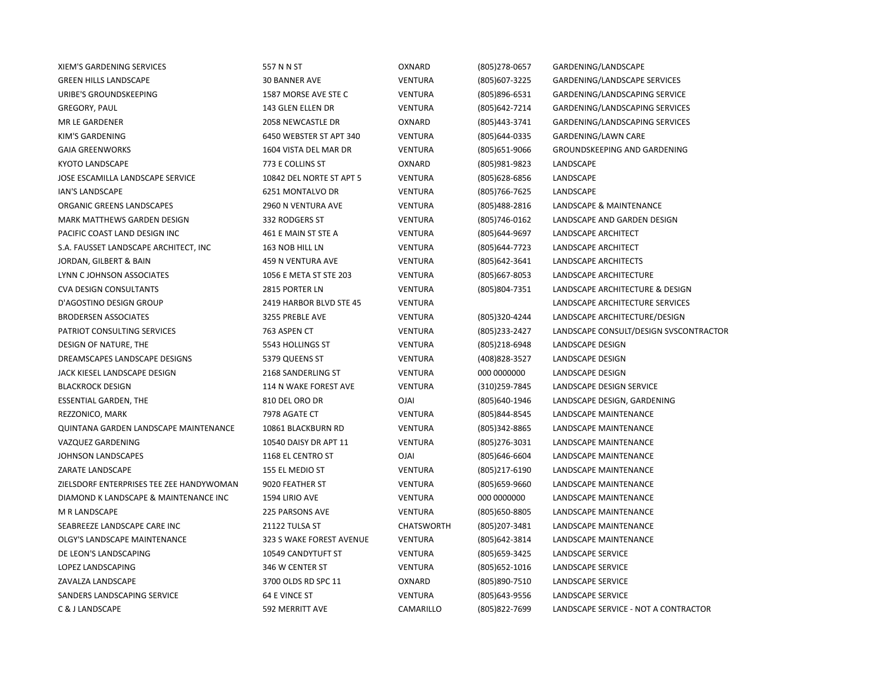| | | | | |
|---|---|---|---|---|
| XIEM'S GARDENING SERVICES | 557 N N ST | OXNARD | (805)278-0657 | GARDENING/LANDSCAPE |
| GREEN HILLS LANDSCAPE | 30 BANNER AVE | VENTURA | (805)607-3225 | GARDENING/LANDSCAPE SERVICES |
| URIBE'S GROUNDSKEEPING | 1587 MORSE AVE STE C | VENTURA | (805)896-6531 | GARDENING/LANDSCAPING SERVICE |
| GREGORY, PAUL | 143 GLEN ELLEN DR | VENTURA | (805)642-7214 | GARDENING/LANDSCAPING SERVICES |
| MR LE GARDENER | 2058 NEWCASTLE DR | OXNARD | (805)443-3741 | GARDENING/LANDSCAPING SERVICES |
| KIM'S GARDENING | 6450 WEBSTER ST APT 340 | VENTURA | (805)644-0335 | GARDENING/LAWN CARE |
| GAIA GREENWORKS | 1604 VISTA DEL MAR DR | VENTURA | (805)651-9066 | GROUNDSKEEPING AND GARDENING |
| KYOTO LANDSCAPE | 773 E COLLINS ST | OXNARD | (805)981-9823 | LANDSCAPE |
| JOSE ESCAMILLA LANDSCAPE SERVICE | 10842 DEL NORTE ST APT 5 | VENTURA | (805)628-6856 | LANDSCAPE |
| IAN'S LANDSCAPE | 6251 MONTALVO DR | VENTURA | (805)766-7625 | LANDSCAPE |
| ORGANIC GREENS LANDSCAPES | 2960 N VENTURA AVE | VENTURA | (805)488-2816 | LANDSCAPE & MAINTENANCE |
| MARK MATTHEWS GARDEN DESIGN | 332 RODGERS ST | VENTURA | (805)746-0162 | LANDSCAPE AND GARDEN DESIGN |
| PACIFIC COAST LAND DESIGN INC | 461 E MAIN ST STE A | VENTURA | (805)644-9697 | LANDSCAPE ARCHITECT |
| S.A. FAUSSET LANDSCAPE ARCHITECT, INC | 163 NOB HILL LN | VENTURA | (805)644-7723 | LANDSCAPE ARCHITECT |
| JORDAN, GILBERT & BAIN | 459 N VENTURA AVE | VENTURA | (805)642-3641 | LANDSCAPE ARCHITECTS |
| LYNN C JOHNSON ASSOCIATES | 1056 E META ST STE 203 | VENTURA | (805)667-8053 | LANDSCAPE ARCHITECTURE |
| CVA DESIGN CONSULTANTS | 2815 PORTER LN | VENTURA | (805)804-7351 | LANDSCAPE ARCHITECTURE & DESIGN |
| D'AGOSTINO DESIGN GROUP | 2419 HARBOR BLVD STE 45 | VENTURA | | LANDSCAPE ARCHITECTURE SERVICES |
| BRODERSEN ASSOCIATES | 3255 PREBLE AVE | VENTURA | (805)320-4244 | LANDSCAPE ARCHITECTURE/DESIGN |
| PATRIOT CONSULTING SERVICES | 763 ASPEN CT | VENTURA | (805)233-2427 | LANDSCAPE CONSULT/DESIGN SVSCONTRACTOR |
| DESIGN OF NATURE, THE | 5543 HOLLINGS ST | VENTURA | (805)218-6948 | LANDSCAPE DESIGN |
| DREAMSCAPES LANDSCAPE DESIGNS | 5379 QUEENS ST | VENTURA | (408)828-3527 | LANDSCAPE DESIGN |
| JACK KIESEL LANDSCAPE DESIGN | 2168 SANDERLING ST | VENTURA | 000 0000000 | LANDSCAPE DESIGN |
| BLACKROCK DESIGN | 114 N WAKE FOREST AVE | VENTURA | (310)259-7845 | LANDSCAPE DESIGN SERVICE |
| ESSENTIAL GARDEN, THE | 810 DEL ORO DR | OJAI | (805)640-1946 | LANDSCAPE DESIGN, GARDENING |
| REZZONICO, MARK | 7978 AGATE CT | VENTURA | (805)844-8545 | LANDSCAPE MAINTENANCE |
| QUINTANA GARDEN LANDSCAPE MAINTENANCE | 10861 BLACKBURN RD | VENTURA | (805)342-8865 | LANDSCAPE MAINTENANCE |
| VAZQUEZ GARDENING | 10540 DAISY DR APT 11 | VENTURA | (805)276-3031 | LANDSCAPE MAINTENANCE |
| JOHNSON LANDSCAPES | 1168 EL CENTRO ST | OJAI | (805)646-6604 | LANDSCAPE MAINTENANCE |
| ZARATE LANDSCAPE | 155 EL MEDIO ST | VENTURA | (805)217-6190 | LANDSCAPE MAINTENANCE |
| ZIELSDORF ENTERPRISES TEE ZEE HANDYWOMAN | 9020 FEATHER ST | VENTURA | (805)659-9660 | LANDSCAPE MAINTENANCE |
| DIAMOND K LANDSCAPE & MAINTENANCE INC | 1594 LIRIO AVE | VENTURA | 000 0000000 | LANDSCAPE MAINTENANCE |
| M R LANDSCAPE | 225 PARSONS AVE | VENTURA | (805)650-8805 | LANDSCAPE MAINTENANCE |
| SEABREEZE LANDSCAPE CARE INC | 21122 TULSA ST | CHATSWORTH | (805)207-3481 | LANDSCAPE MAINTENANCE |
| OLGY'S LANDSCAPE MAINTENANCE | 323 S WAKE FOREST AVENUE | VENTURA | (805)642-3814 | LANDSCAPE MAINTENANCE |
| DE LEON'S LANDSCAPING | 10549 CANDYTUFT ST | VENTURA | (805)659-3425 | LANDSCAPE SERVICE |
| LOPEZ LANDSCAPING | 346 W CENTER ST | VENTURA | (805)652-1016 | LANDSCAPE SERVICE |
| ZAVALZA LANDSCAPE | 3700 OLDS RD SPC 11 | OXNARD | (805)890-7510 | LANDSCAPE SERVICE |
| SANDERS LANDSCAPING SERVICE | 64 E VINCE ST | VENTURA | (805)643-9556 | LANDSCAPE SERVICE |
| C & J LANDSCAPE | 592 MERRITT AVE | CAMARILLO | (805)822-7699 | LANDSCAPE SERVICE - NOT A CONTRACTOR |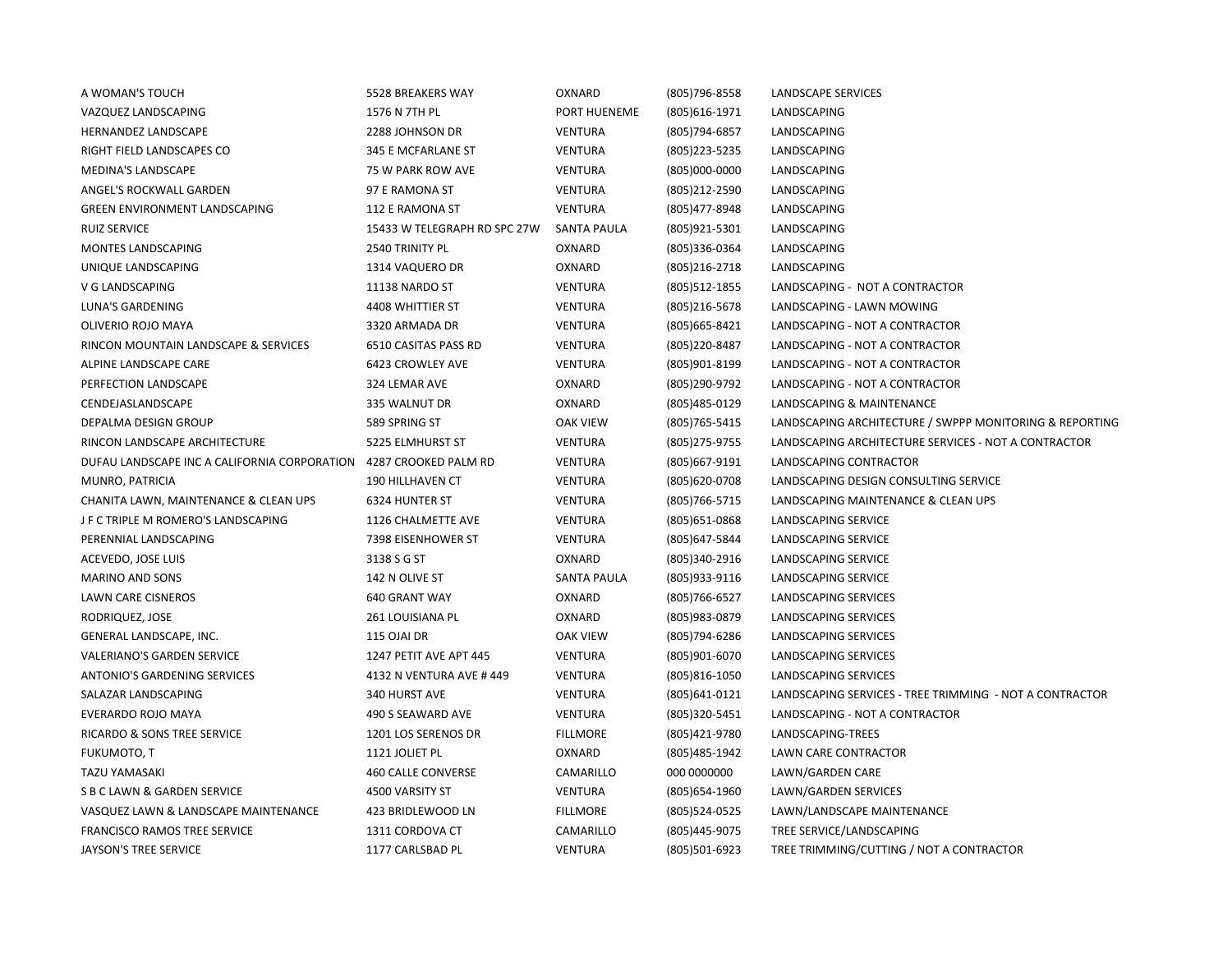| | | | | |
|---|---|---|---|---|
| A WOMAN'S TOUCH | 5528 BREAKERS WAY | OXNARD | (805)796-8558 | LANDSCAPE SERVICES |
| VAZQUEZ LANDSCAPING | 1576 N 7TH PL | PORT HUENEME | (805)616-1971 | LANDSCAPING |
| HERNANDEZ LANDSCAPE | 2288 JOHNSON DR | VENTURA | (805)794-6857 | LANDSCAPING |
| RIGHT FIELD LANDSCAPES CO | 345 E MCFARLANE ST | VENTURA | (805)223-5235 | LANDSCAPING |
| MEDINA'S LANDSCAPE | 75 W PARK ROW AVE | VENTURA | (805)000-0000 | LANDSCAPING |
| ANGEL'S ROCKWALL GARDEN | 97 E RAMONA ST | VENTURA | (805)212-2590 | LANDSCAPING |
| GREEN ENVIRONMENT LANDSCAPING | 112 E RAMONA ST | VENTURA | (805)477-8948 | LANDSCAPING |
| RUIZ SERVICE | 15433 W TELEGRAPH RD SPC 27W | SANTA PAULA | (805)921-5301 | LANDSCAPING |
| MONTES LANDSCAPING | 2540 TRINITY PL | OXNARD | (805)336-0364 | LANDSCAPING |
| UNIQUE LANDSCAPING | 1314 VAQUERO DR | OXNARD | (805)216-2718 | LANDSCAPING |
| V G LANDSCAPING | 11138 NARDO ST | VENTURA | (805)512-1855 | LANDSCAPING - NOT A CONTRACTOR |
| LUNA'S GARDENING | 4408 WHITTIER ST | VENTURA | (805)216-5678 | LANDSCAPING - LAWN MOWING |
| OLIVERIO ROJO MAYA | 3320 ARMADA DR | VENTURA | (805)665-8421 | LANDSCAPING - NOT A CONTRACTOR |
| RINCON MOUNTAIN LANDSCAPE & SERVICES | 6510 CASITAS PASS RD | VENTURA | (805)220-8487 | LANDSCAPING - NOT A CONTRACTOR |
| ALPINE LANDSCAPE CARE | 6423 CROWLEY AVE | VENTURA | (805)901-8199 | LANDSCAPING - NOT A CONTRACTOR |
| PERFECTION LANDSCAPE | 324 LEMAR AVE | OXNARD | (805)290-9792 | LANDSCAPING - NOT A CONTRACTOR |
| CENDEJASLANDSCAPE | 335 WALNUT DR | OXNARD | (805)485-0129 | LANDSCAPING & MAINTENANCE |
| DEPALMA DESIGN GROUP | 589 SPRING ST | OAK VIEW | (805)765-5415 | LANDSCAPING ARCHITECTURE / SWPPP MONITORING & REPORTING |
| RINCON LANDSCAPE ARCHITECTURE | 5225 ELMHURST ST | VENTURA | (805)275-9755 | LANDSCAPING ARCHITECTURE SERVICES - NOT A CONTRACTOR |
| DUFAU LANDSCAPE INC A CALIFORNIA CORPORATION | 4287 CROOKED PALM RD | VENTURA | (805)667-9191 | LANDSCAPING CONTRACTOR |
| MUNRO, PATRICIA | 190 HILLHAVEN CT | VENTURA | (805)620-0708 | LANDSCAPING DESIGN CONSULTING SERVICE |
| CHANITA LAWN, MAINTENANCE & CLEAN UPS | 6324 HUNTER ST | VENTURA | (805)766-5715 | LANDSCAPING MAINTENANCE & CLEAN UPS |
| J F C TRIPLE M ROMERO'S LANDSCAPING | 1126 CHALMETTE AVE | VENTURA | (805)651-0868 | LANDSCAPING SERVICE |
| PERENNIAL LANDSCAPING | 7398 EISENHOWER ST | VENTURA | (805)647-5844 | LANDSCAPING SERVICE |
| ACEVEDO, JOSE LUIS | 3138 S G ST | OXNARD | (805)340-2916 | LANDSCAPING SERVICE |
| MARINO AND SONS | 142 N OLIVE ST | SANTA PAULA | (805)933-9116 | LANDSCAPING SERVICE |
| LAWN CARE CISNEROS | 640 GRANT WAY | OXNARD | (805)766-6527 | LANDSCAPING SERVICES |
| RODRIQUEZ, JOSE | 261 LOUISIANA PL | OXNARD | (805)983-0879 | LANDSCAPING SERVICES |
| GENERAL LANDSCAPE, INC. | 115 OJAI DR | OAK VIEW | (805)794-6286 | LANDSCAPING SERVICES |
| VALERIANO'S GARDEN SERVICE | 1247 PETIT AVE APT 445 | VENTURA | (805)901-6070 | LANDSCAPING SERVICES |
| ANTONIO'S GARDENING SERVICES | 4132 N VENTURA AVE # 449 | VENTURA | (805)816-1050 | LANDSCAPING SERVICES |
| SALAZAR LANDSCAPING | 340 HURST AVE | VENTURA | (805)641-0121 | LANDSCAPING SERVICES - TREE TRIMMING - NOT A CONTRACTOR |
| EVERARDO ROJO MAYA | 490 S SEAWARD AVE | VENTURA | (805)320-5451 | LANDSCAPING - NOT A CONTRACTOR |
| RICARDO & SONS TREE SERVICE | 1201 LOS SERENOS DR | FILLMORE | (805)421-9780 | LANDSCAPING-TREES |
| FUKUMOTO, T | 1121 JOLIET PL | OXNARD | (805)485-1942 | LAWN CARE CONTRACTOR |
| TAZU YAMASAKI | 460 CALLE CONVERSE | CAMARILLO | 000 0000000 | LAWN/GARDEN CARE |
| S B C LAWN & GARDEN SERVICE | 4500 VARSITY ST | VENTURA | (805)654-1960 | LAWN/GARDEN SERVICES |
| VASQUEZ LAWN & LANDSCAPE MAINTENANCE | 423 BRIDLEWOOD LN | FILLMORE | (805)524-0525 | LAWN/LANDSCAPE MAINTENANCE |
| FRANCISCO RAMOS TREE SERVICE | 1311 CORDOVA CT | CAMARILLO | (805)445-9075 | TREE SERVICE/LANDSCAPING |
| JAYSON'S TREE SERVICE | 1177 CARLSBAD PL | VENTURA | (805)501-6923 | TREE TRIMMING/CUTTING / NOT A CONTRACTOR |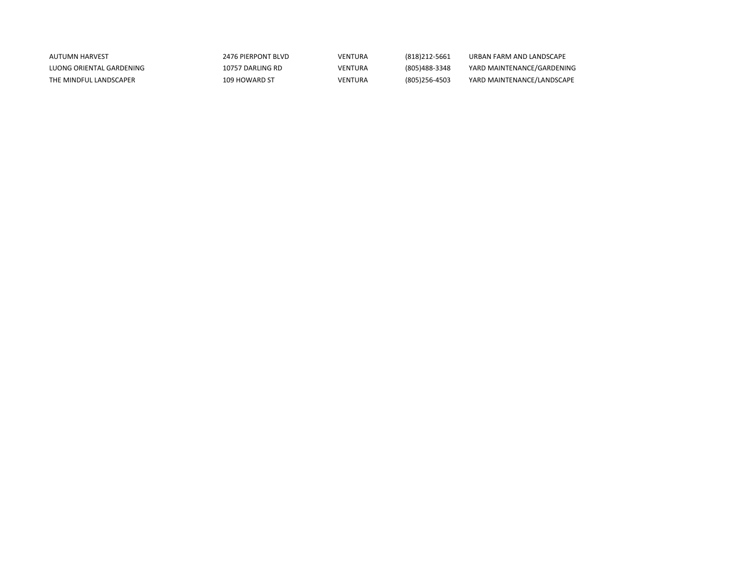| | | | | |
|---|---|---|---|---|
| AUTUMN HARVEST | 2476 PIERPONT BLVD | VENTURA | (818)212-5661 | URBAN FARM AND LANDSCAPE |
| LUONG ORIENTAL GARDENING | 10757 DARLING RD | VENTURA | (805)488-3348 | YARD MAINTENANCE/GARDENING |
| THE MINDFUL LANDSCAPER | 109 HOWARD ST | VENTURA | (805)256-4503 | YARD MAINTENANCE/LANDSCAPE |